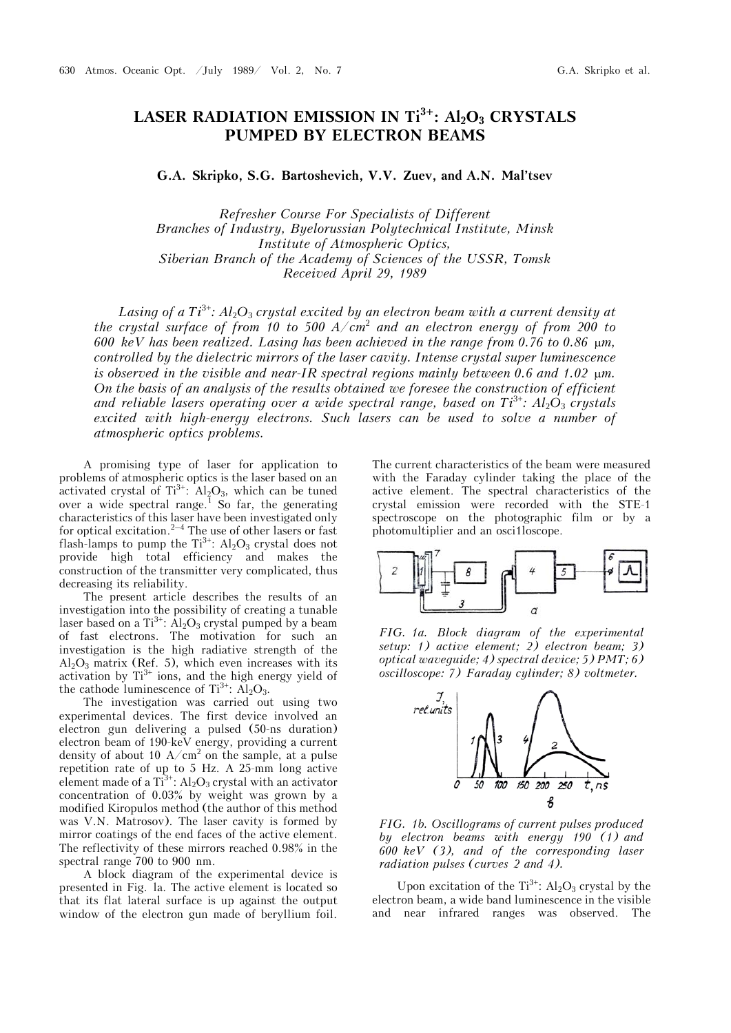# LASER RADIATION EMISSION IN $Ti^{3+}$: $Al_2O_3$ CRYSTALS PUMPED BY ELECTRON BEAMS

**G.A. Skripko, S.G. Bartoshevich, V.V. Zuev, and A.N. Mal'tsev**

*Refresher Course For Specialists of Different Branches of Industry, Byelorussian Polytechnical Institute, Minsk*
*Institute of Atmospheric Optics, Siberian Branch of the Academy of Sciences of the USSR, Tomsk*
*Received April 29, 1989*

*Lasing of a $Ti^{3+}$: $Al_2O_3$ crystal excited by an electron beam with a current density at the crystal surface of from 10 to 500 $A/cm^2$ and an electron energy of from 200 to 600 keV has been realized. Lasing has been achieved in the range from 0.76 to 0.86 μm, controlled by the dielectric mirrors of the laser cavity. Intense crystal super luminescence is observed in the visible and near-IR spectral regions mainly between 0.6 and 1.02 μm. On the basis of an analysis of the results obtained we foresee the construction of efficient and reliable lasers operating over a wide spectral range, based on $Ti^{3+}$: $Al_2O_3$ crystals excited with high-energy electrons. Such lasers can be used to solve a number of atmospheric optics problems.*

A promising type of laser for application to problems of atmospheric optics is the laser based on an activated crystal of $Ti^{3+}$: $Al_2O_3$, which can be tuned over a wide spectral range.[1] So far, the generating characteristics of this laser have been investigated only for optical excitation.[2–4] The use of other lasers or fast flash-lamps to pump the $Ti^{3+}$: $Al_2O_3$ crystal does not provide high total efficiency and makes the construction of the transmitter very complicated, thus decreasing its reliability.

The present article describes the results of an investigation into the possibility of creating a tunable laser based on a $Ti^{3+}$: $Al_2O_3$ crystal pumped by a beam of fast electrons. The motivation for such an investigation is the high radiative strength of the $Al_2O_3$ matrix (Ref. 5), which even increases with its activation by $Ti^{3+}$ ions, and the high energy yield of the cathode luminescence of $Ti^{3+}$: $Al_2O_3$.

The investigation was carried out using two experimental devices. The first device involved an electron gun delivering a pulsed (50-ns duration) electron beam of 190-keV energy, providing a current density of about 10 $A/cm^2$ on the sample, at a pulse repetition rate of up to 5 Hz. A 25-mm long active element made of a $Ti^{3+}$: $Al_2O_3$ crystal with an activator concentration of 0.03% by weight was grown by a modified Kiropulos method (the author of this method was V.N. Matrosov). The laser cavity is formed by mirror coatings of the end faces of the active element. The reflectivity of these mirrors reached 0.98% in the spectral range 700 to 900 nm.

A block diagram of the experimental device is presented in Fig. 1a. The active element is located so that its flat lateral surface is up against the output window of the electron gun made of beryllium foil. The current characteristics of the beam were measured with the Faraday cylinder taking the place of the active element. The spectral characteristics of the crystal emission were recorded with the STE-1 spectroscope on the photographic film or by a photomultiplier and an osci1loscope.

FIG. 1a. *Block diagram of the experimental setup: 1) active element; 2) electron beam; 3) optical waveguide; 4) spectral device; 5) PMT; 6) oscilloscope: 7) Faraday cylinder; 8) voltmeter.*

FIG. 1b. *Oscillograms of current pulses produced by electron beams with energy 190 (1) and 600 keV (3), and of the corresponding laser radiation pulses (curves 2 and 4).*

Upon excitation of the $Ti^{3+}$: $Al_2O_3$ crystal by the electron beam, a wide band luminescence in the visible and near infrared ranges was observed. The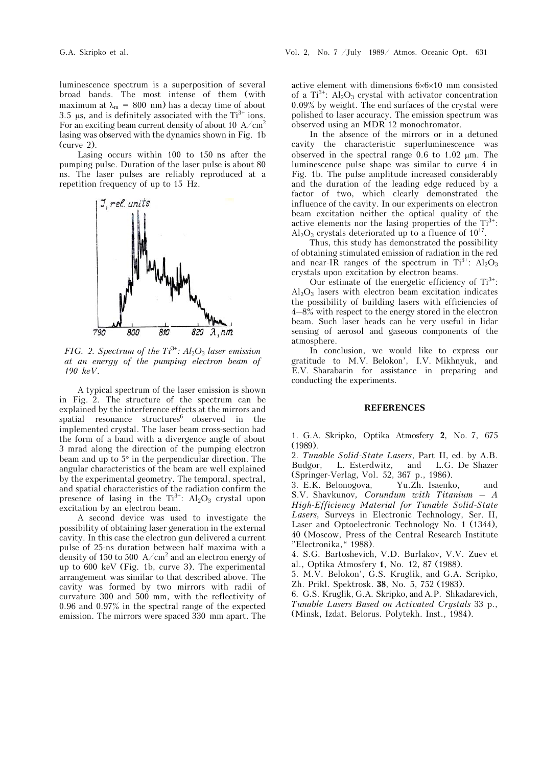luminescence spectrum is a superposition of several broad bands. The most intense of them (with maximum at $\lambda_m$ = 800 nm) has a decay time of about 3.5 μs, and is definitely associated with the $Ti^{3+}$ ions. For an exciting beam current density of about 10 $A/cm^2$ lasing was observed with the dynamics shown in Fig. 1b (curve 2).

Lasing occurs within 100 to 150 ns after the pumping pulse. Duration of the laser pulse is about 80 ns. The laser pulses are reliably reproduced at a repetition frequency of up to 15 Hz.

J, rel. units

790 800 810 820 λ, nm

*FIG. 2. Spectrum of the $Ti^{3+}$: $Al_2O_3$ laser emission at an energy of the pumping electron beam of 190 keV.*

A typical spectrum of the laser emission is shown in Fig. 2. The structure of the spectrum can be explained by the interference effects at the mirrors and spatial resonance structures[6] observed in the implemented crystal. The laser beam cross-section had the form of a band with a divergence angle of about 3 mrad along the direction of the pumping electron beam and up to 5° in the perpendicular direction. The angular characteristics of the beam are well explained by the experimental geometry. The temporal, spectral, and spatial characteristics of the radiation confirm the presence of lasing in the $Ti^{3+}$: $Al_2O_3$ crystal upon excitation by an electron beam.

A second device was used to investigate the possibility of obtaining laser generation in the external cavity. In this case the electron gun delivered a current pulse of 25-ns duration between half maxima with a density of 150 to 500 $A/cm^2$ and an electron energy of up to 600 keV (Fig. 1b, curve 3). The experimental arrangement was similar to that described above. The cavity was formed by two mirrors with radii of curvature 300 and 500 mm, with the reflectivity of 0.96 and 0.97% in the spectral range of the expected emission. The mirrors were spaced 330 mm apart. The active element with dimensions 6×6×10 mm consisted of a $Ti^{3+}$: $Al_2O_3$ crystal with activator concentration 0.09% by weight. The end surfaces of the crystal were polished to laser accuracy. The emission spectrum was observed using an MDR-12 monochromator.

In the absence of the mirrors or in a detuned cavity the characteristic superluminescence was observed in the spectral range 0.6 to 1.02 μm. The luminescence pulse shape was similar to curve 4 in Fig. 1b. The pulse amplitude increased considerably and the duration of the leading edge reduced by a factor of two, which clearly demonstrated the influence of the cavity. In our experiments on electron beam excitation neither the optical quality of the active elements nor the lasing properties of the $Ti^{3+}$: $Al_2O_3$ crystals deteriorated up to a fluence of $10^{17}$.

Thus, this study has demonstrated the possibility of obtaining stimulated emission of radiation in the red and near-IR ranges of the spectrum in $Ti^{3+}$: $Al_2O_3$ crystals upon excitation by electron beams.

Our estimate of the energetic efficiency of $Ti^{3+}$: $Al_2O_3$ lasers with electron beam excitation indicates the possibility of building lasers with efficiencies of 4–8% with respect to the energy stored in the electron beam. Such laser heads can be very useful in lidar sensing of aerosol and gaseous components of the atmosphere.

In conclusion, we would like to express our gratitude to M.V. Belokon', I.V. Mikhnyuk, and E.V. Sharabarin for assistance in preparing and conducting the experiments.

## REFERENCES

1. G.A. Skripko, Optika Atmosfery **2**, No. 7, 675 (1989).
2. *Tunable Solid-State Lasers*, Part II, ed. by A.B. Budgor, L. Esterdwitz, and L.G. De Shazer (Springer-Verlag, Vol. 52, 367 p., 1986).
3. E.K. Belonogova, Yu.Zh. Isaenko, and S.V. Shavkunov, *Corundum with Titanium – A High-Efficiency Material for Tunable Solid-State Lasers,* Surveys in Electronic Technology, Ser. II, Laser and Optoelectronic Technology No. 1 (1344), 40 (Moscow, Press of the Central Research Institute "Electronika," 1988).
4. S.G. Bartoshevich, V.D. Burlakov, V.V. Zuev et al., Optika Atmosfery **1**, No. 12, 87 (1988).
5. M.V. Belokon', G.S. Kruglik, and G.A. Scripko, Zh. Prikl. Spektrosk. **38**, No. 5, 752 (1983).
6. G.S. Kruglik, G.A. Skripko, and A.P. Shkadarevich, *Tunable Lasers Based on Activated Crystals* 33 p., (Minsk, Izdat. Belorus. Polytekh. Inst., 1984).